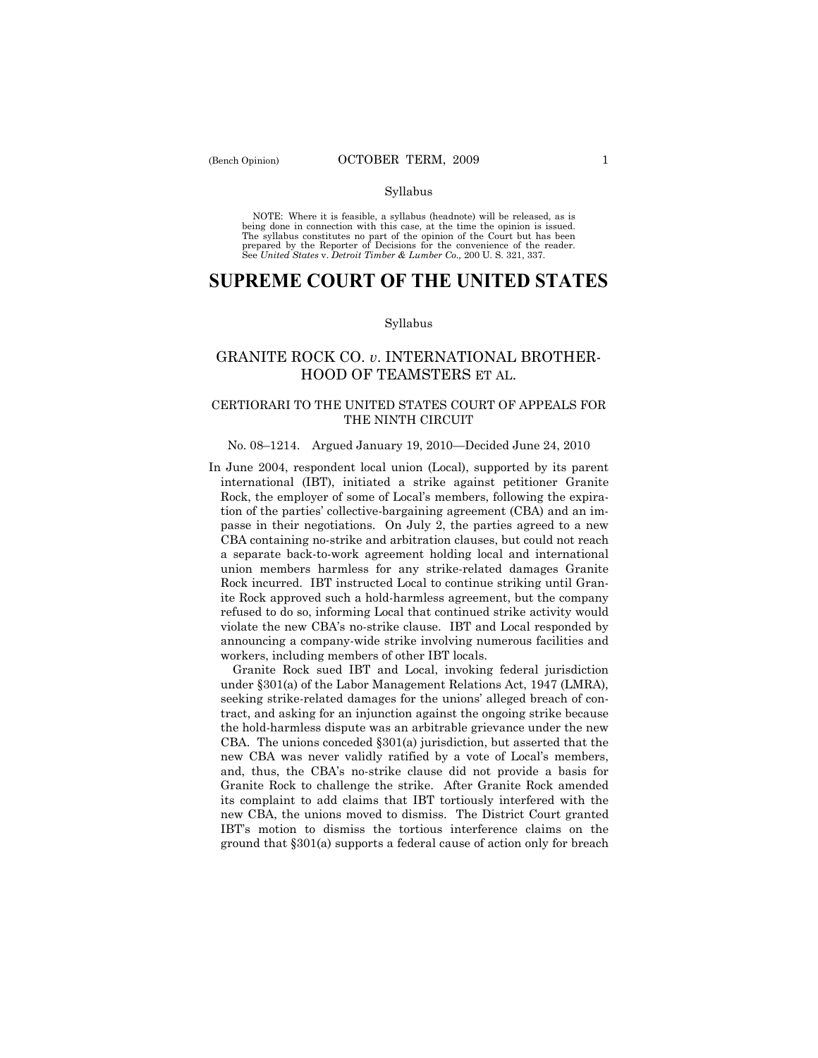Syllabus

NOTE: Where it is feasible, a syllabus (headnote) will be released, as is being done in connection with this case, at the time the opinion is issued. The syllabus constitutes no part of the opinion of the Court but has been prepared by the Reporter of Decisions for the convenience of the reader. See *United States* v. *Detroit Timber & Lumber Co.,* 200 U. S. 321, 337.

# SUPREME COURT OF THE UNITED STATES

Syllabus

## GRANITE ROCK CO. *v*. INTERNATIONAL BROTHERHOOD OF TEAMSTERS ET AL.

### CERTIORARI TO THE UNITED STATES COURT OF APPEALS FOR THE NINTH CIRCUIT

No. 08–1214. Argued January 19, 2010—Decided June 24, 2010

In June 2004, respondent local union (Local), supported by its parent international (IBT), initiated a strike against petitioner Granite Rock, the employer of some of Local's members, following the expiration of the parties' collective-bargaining agreement (CBA) and an impasse in their negotiations. On July 2, the parties agreed to a new CBA containing no-strike and arbitration clauses, but could not reach a separate back-to-work agreement holding local and international union members harmless for any strike-related damages Granite Rock incurred. IBT instructed Local to continue striking until Granite Rock approved such a hold-harmless agreement, but the company refused to do so, informing Local that continued strike activity would violate the new CBA's no-strike clause. IBT and Local responded by announcing a company-wide strike involving numerous facilities and workers, including members of other IBT locals.

Granite Rock sued IBT and Local, invoking federal jurisdiction under §301(a) of the Labor Management Relations Act, 1947 (LMRA), seeking strike-related damages for the unions' alleged breach of contract, and asking for an injunction against the ongoing strike because the hold-harmless dispute was an arbitrable grievance under the new CBA. The unions conceded §301(a) jurisdiction, but asserted that the new CBA was never validly ratified by a vote of Local's members, and, thus, the CBA's no-strike clause did not provide a basis for Granite Rock to challenge the strike. After Granite Rock amended its complaint to add claims that IBT tortiously interfered with the new CBA, the unions moved to dismiss. The District Court granted IBT's motion to dismiss the tortious interference claims on the ground that §301(a) supports a federal cause of action only for breach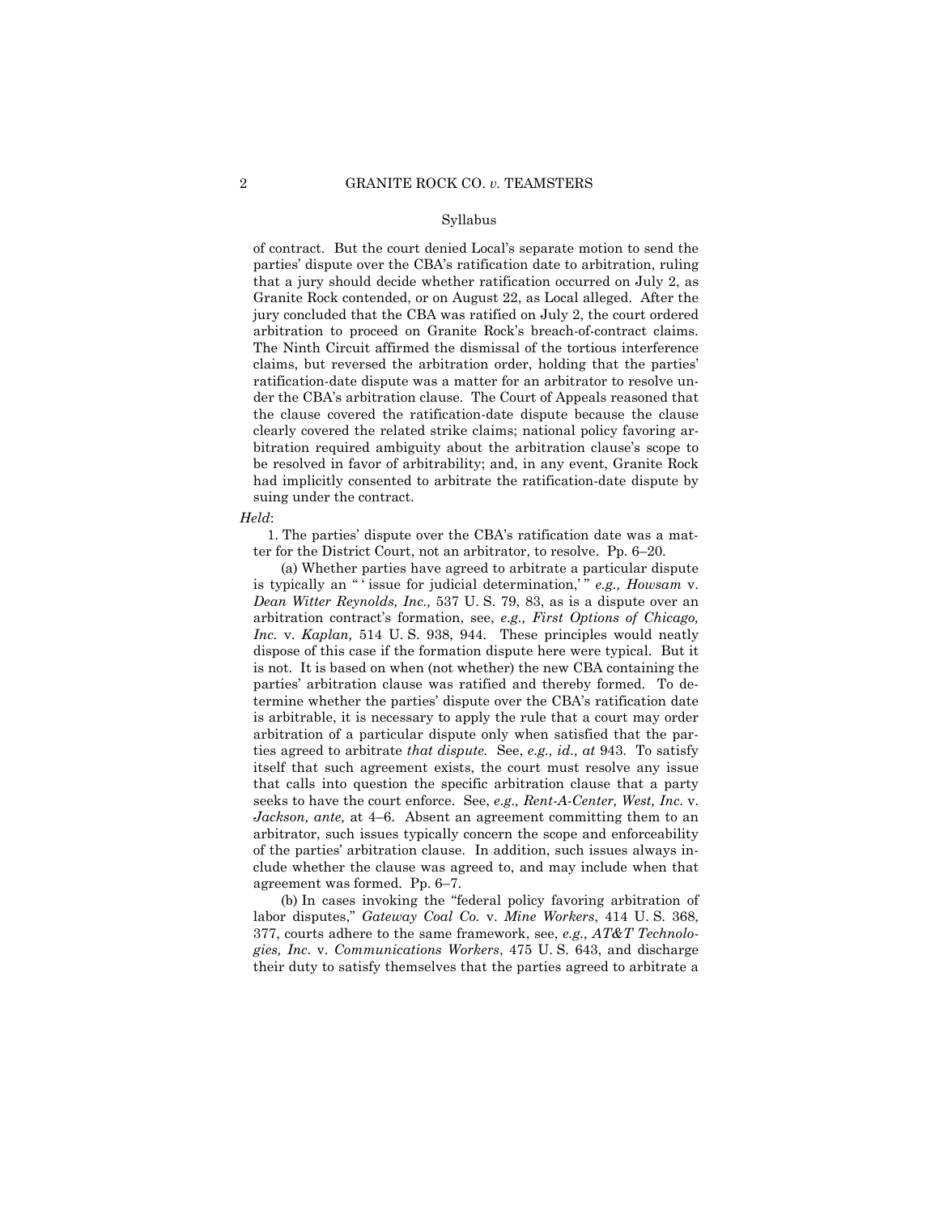Syllabus

of contract. But the court denied Local's separate motion to send the parties' dispute over the CBA's ratification date to arbitration, ruling that a jury should decide whether ratification occurred on July 2, as Granite Rock contended, or on August 22, as Local alleged. After the jury concluded that the CBA was ratified on July 2, the court ordered arbitration to proceed on Granite Rock's breach-of-contract claims. The Ninth Circuit affirmed the dismissal of the tortious interference claims, but reversed the arbitration order, holding that the parties' ratification-date dispute was a matter for an arbitrator to resolve under the CBA's arbitration clause. The Court of Appeals reasoned that the clause covered the ratification-date dispute because the clause clearly covered the related strike claims; national policy favoring arbitration required ambiguity about the arbitration clause's scope to be resolved in favor of arbitrability; and, in any event, Granite Rock had implicitly consented to arbitrate the ratification-date dispute by suing under the contract.

*Held*:

1. The parties' dispute over the CBA's ratification date was a matter for the District Court, not an arbitrator, to resolve. Pp. 6–20.

(a) Whether parties have agreed to arbitrate a particular dispute is typically an " 'issue for judicial determination,' " *e.g., Howsam* v. *Dean Witter Reynolds, Inc.,* 537 U. S. 79, 83, as is a dispute over an arbitration contract's formation, see, *e.g., First Options of Chicago, Inc.* v. *Kaplan,* 514 U. S. 938, 944. These principles would neatly dispose of this case if the formation dispute here were typical. But it is not. It is based on when (not whether) the new CBA containing the parties' arbitration clause was ratified and thereby formed. To determine whether the parties' dispute over the CBA's ratification date is arbitrable, it is necessary to apply the rule that a court may order arbitration of a particular dispute only when satisfied that the parties agreed to arbitrate *that dispute.* See, *e.g., id., at* 943. To satisfy itself that such agreement exists, the court must resolve any issue that calls into question the specific arbitration clause that a party seeks to have the court enforce. See, *e.g., Rent-A-Center, West, Inc.* v. *Jackson, ante,* at 4–6. Absent an agreement committing them to an arbitrator, such issues typically concern the scope and enforceability of the parties' arbitration clause. In addition, such issues always include whether the clause was agreed to, and may include when that agreement was formed. Pp. 6–7.

(b) In cases invoking the "federal policy favoring arbitration of labor disputes," *Gateway Coal Co.* v. *Mine Workers*, 414 U. S. 368, 377, courts adhere to the same framework, see, *e.g., AT&T Technologies, Inc.* v. *Communications Workers*, 475 U. S. 643, and discharge their duty to satisfy themselves that the parties agreed to arbitrate a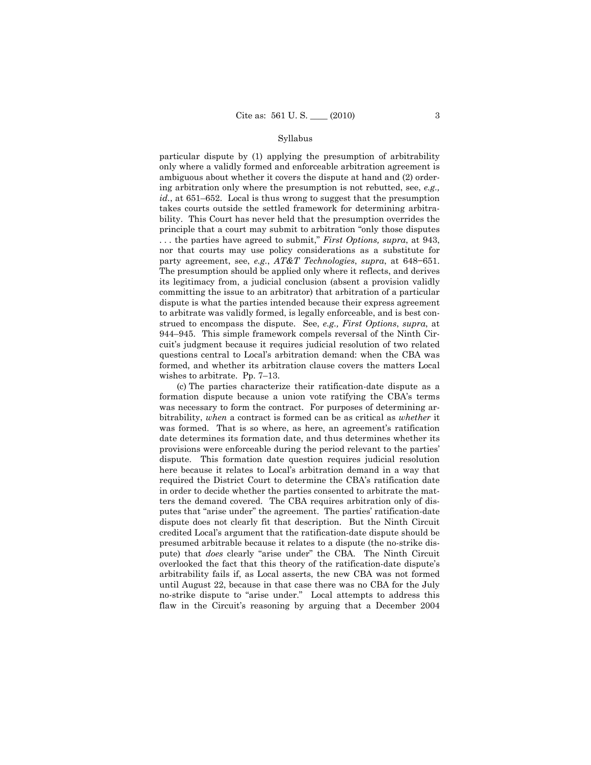particular dispute by (1) applying the presumption of arbitrability only where a validly formed and enforceable arbitration agreement is ambiguous about whether it covers the dispute at hand and (2) ordering arbitration only where the presumption is not rebutted, see, *e.g., id.*, at 651–652. Local is thus wrong to suggest that the presumption takes courts outside the settled framework for determining arbitrability. This Court has never held that the presumption overrides the principle that a court may submit to arbitration "only those disputes . . . the parties have agreed to submit," *First Options, supra*, at 943, nor that courts may use policy considerations as a substitute for party agreement, see, *e.g.*, *AT&T Technologies*, *supra*, at 648–651. The presumption should be applied only where it reflects, and derives its legitimacy from, a judicial conclusion (absent a provision validly committing the issue to an arbitrator) that arbitration of a particular dispute is what the parties intended because their express agreement to arbitrate was validly formed, is legally enforceable, and is best construed to encompass the dispute. See, *e.g., First Options*, *supra*, at 944–945. This simple framework compels reversal of the Ninth Circuit's judgment because it requires judicial resolution of two related questions central to Local's arbitration demand: when the CBA was formed, and whether its arbitration clause covers the matters Local wishes to arbitrate. Pp. 7–13.

(c) The parties characterize their ratification-date dispute as a formation dispute because a union vote ratifying the CBA's terms was necessary to form the contract. For purposes of determining arbitrability, *when* a contract is formed can be as critical as *whether* it was formed. That is so where, as here, an agreement's ratification date determines its formation date, and thus determines whether its provisions were enforceable during the period relevant to the parties' dispute. This formation date question requires judicial resolution here because it relates to Local's arbitration demand in a way that required the District Court to determine the CBA's ratification date in order to decide whether the parties consented to arbitrate the matters the demand covered. The CBA requires arbitration only of disputes that "arise under" the agreement. The parties' ratification-date dispute does not clearly fit that description. But the Ninth Circuit credited Local's argument that the ratification-date dispute should be presumed arbitrable because it relates to a dispute (the no-strike dispute) that *does* clearly "arise under" the CBA. The Ninth Circuit overlooked the fact that this theory of the ratification-date dispute's arbitrability fails if, as Local asserts, the new CBA was not formed until August 22, because in that case there was no CBA for the July no-strike dispute to "arise under." Local attempts to address this flaw in the Circuit's reasoning by arguing that a December 2004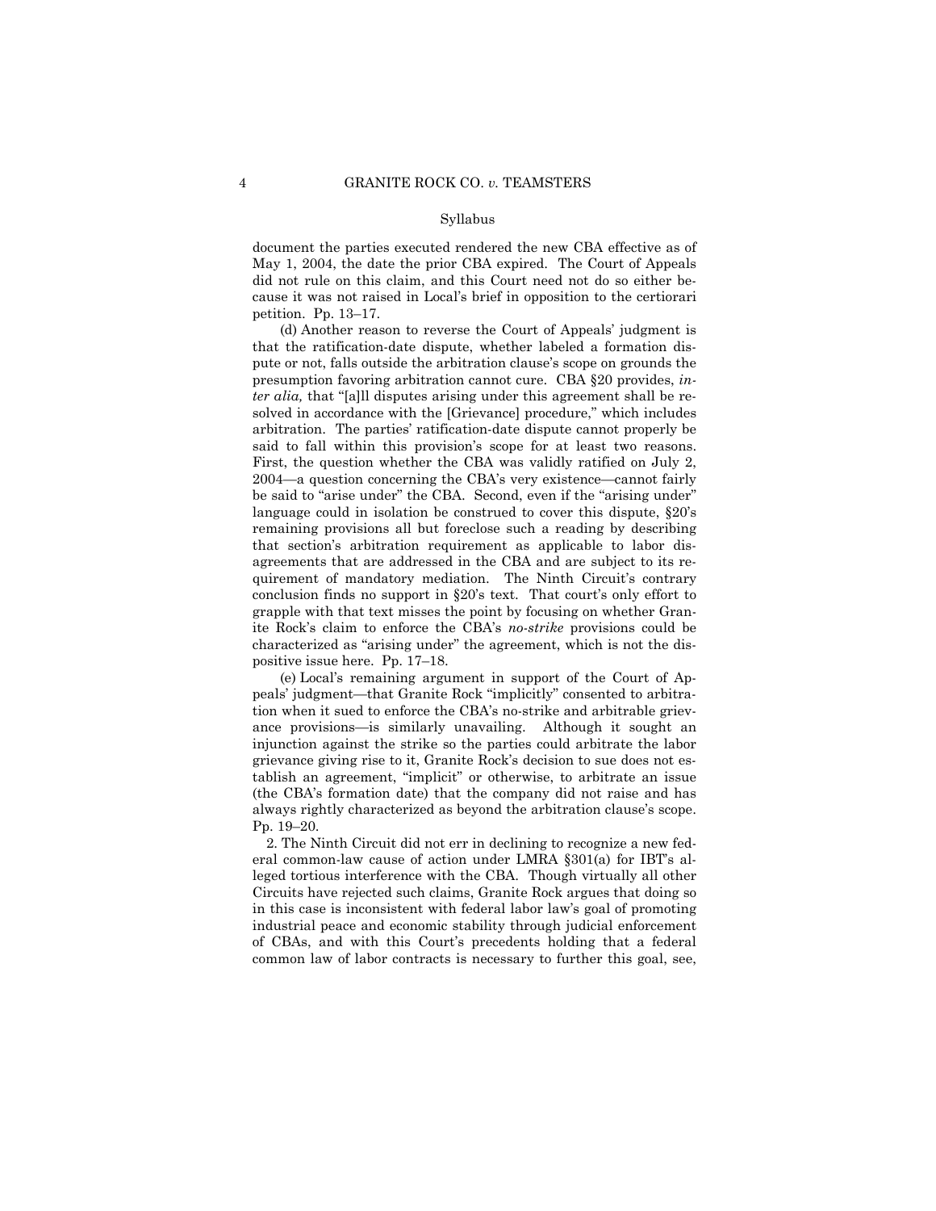document the parties executed rendered the new CBA effective as of May 1, 2004, the date the prior CBA expired. The Court of Appeals did not rule on this claim, and this Court need not do so either because it was not raised in Local's brief in opposition to the certiorari petition. Pp. 13–17.

(d) Another reason to reverse the Court of Appeals' judgment is that the ratification-date dispute, whether labeled a formation dispute or not, falls outside the arbitration clause's scope on grounds the presumption favoring arbitration cannot cure. CBA §20 provides, *inter alia,* that "[a]ll disputes arising under this agreement shall be resolved in accordance with the [Grievance] procedure," which includes arbitration. The parties' ratification-date dispute cannot properly be said to fall within this provision's scope for at least two reasons. First, the question whether the CBA was validly ratified on July 2, 2004—a question concerning the CBA's very existence—cannot fairly be said to "arise under" the CBA. Second, even if the "arising under" language could in isolation be construed to cover this dispute, §20's remaining provisions all but foreclose such a reading by describing that section's arbitration requirement as applicable to labor disagreements that are addressed in the CBA and are subject to its requirement of mandatory mediation. The Ninth Circuit's contrary conclusion finds no support in §20's text. That court's only effort to grapple with that text misses the point by focusing on whether Granite Rock's claim to enforce the CBA's *no-strike* provisions could be characterized as "arising under" the agreement, which is not the dispositive issue here. Pp. 17–18.

(e) Local's remaining argument in support of the Court of Appeals' judgment—that Granite Rock "implicitly" consented to arbitration when it sued to enforce the CBA's no-strike and arbitrable grievance provisions—is similarly unavailing. Although it sought an injunction against the strike so the parties could arbitrate the labor grievance giving rise to it, Granite Rock's decision to sue does not establish an agreement, "implicit" or otherwise, to arbitrate an issue (the CBA's formation date) that the company did not raise and has always rightly characterized as beyond the arbitration clause's scope. Pp. 19–20.

2. The Ninth Circuit did not err in declining to recognize a new federal common-law cause of action under LMRA §301(a) for IBT's alleged tortious interference with the CBA. Though virtually all other Circuits have rejected such claims, Granite Rock argues that doing so in this case is inconsistent with federal labor law's goal of promoting industrial peace and economic stability through judicial enforcement of CBAs, and with this Court's precedents holding that a federal common law of labor contracts is necessary to further this goal, see,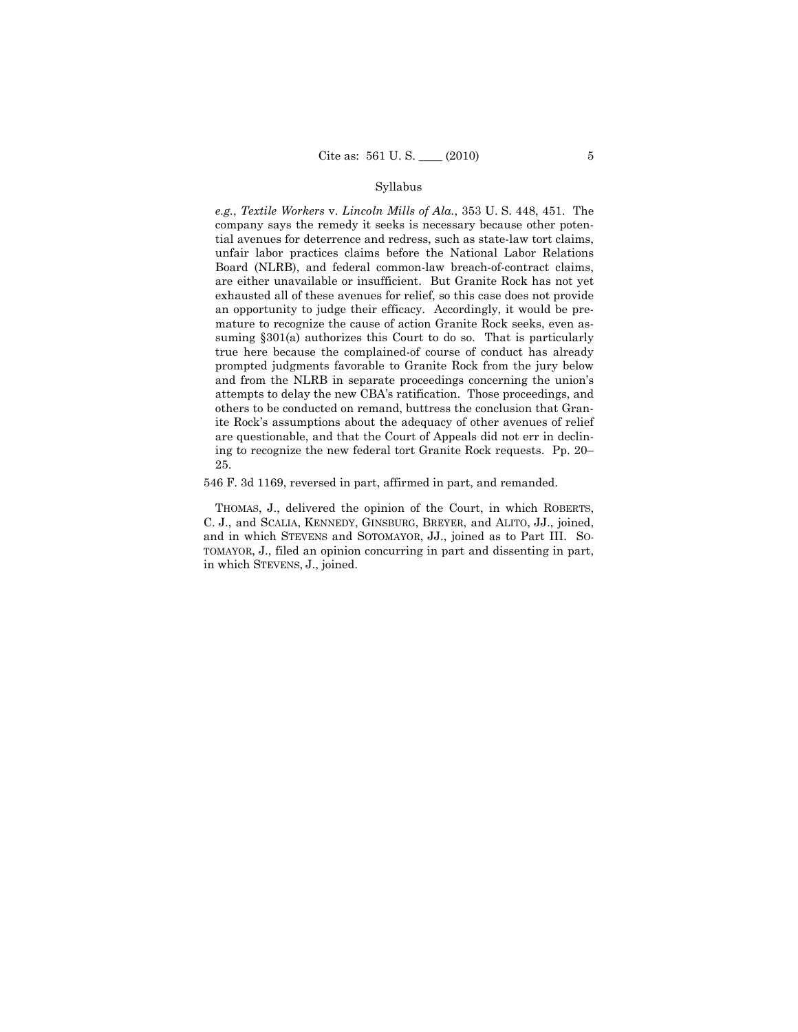*e.g.*, *Textile Workers* v. *Lincoln Mills of Ala.*, 353 U. S. 448, 451. The company says the remedy it seeks is necessary because other potential avenues for deterrence and redress, such as state-law tort claims, unfair labor practices claims before the National Labor Relations Board (NLRB), and federal common-law breach-of-contract claims, are either unavailable or insufficient. But Granite Rock has not yet exhausted all of these avenues for relief, so this case does not provide an opportunity to judge their efficacy. Accordingly, it would be premature to recognize the cause of action Granite Rock seeks, even assuming §301(a) authorizes this Court to do so. That is particularly true here because the complained-of course of conduct has already prompted judgments favorable to Granite Rock from the jury below and from the NLRB in separate proceedings concerning the union's attempts to delay the new CBA's ratification. Those proceedings, and others to be conducted on remand, buttress the conclusion that Granite Rock's assumptions about the adequacy of other avenues of relief are questionable, and that the Court of Appeals did not err in declining to recognize the new federal tort Granite Rock requests. Pp. 20–25.

546 F. 3d 1169, reversed in part, affirmed in part, and remanded.

THOMAS, J., delivered the opinion of the Court, in which ROBERTS, C. J., and SCALIA, KENNEDY, GINSBURG, BREYER, and ALITO, JJ., joined, and in which STEVENS and SOTOMAYOR, JJ., joined as to Part III. SOTOMAYOR, J., filed an opinion concurring in part and dissenting in part, in which STEVENS, J., joined.